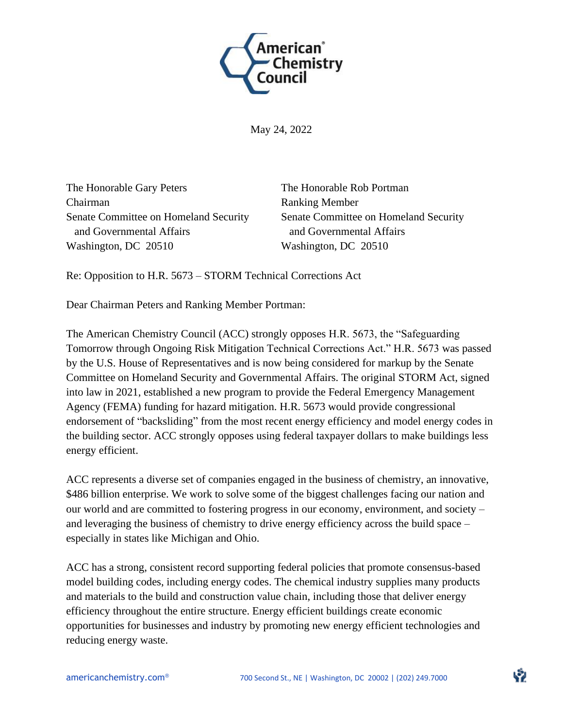May 24, 2022

The Honorable Gary Peters
Chairman
Senate Committee on Homeland Security and Governmental Affairs
Washington, DC 20510

The Honorable Rob Portman
Ranking Member
Senate Committee on Homeland Security and Governmental Affairs
Washington, DC 20510

Re: Opposition to H.R. 5673 – STORM Technical Corrections Act

Dear Chairman Peters and Ranking Member Portman:

The American Chemistry Council (ACC) strongly opposes H.R. 5673, the "Safeguarding Tomorrow through Ongoing Risk Mitigation Technical Corrections Act." H.R. 5673 was passed by the U.S. House of Representatives and is now being considered for markup by the Senate Committee on Homeland Security and Governmental Affairs. The original STORM Act, signed into law in 2021, established a new program to provide the Federal Emergency Management Agency (FEMA) funding for hazard mitigation. H.R. 5673 would provide congressional endorsement of "backsliding" from the most recent energy efficiency and model energy codes in the building sector. ACC strongly opposes using federal taxpayer dollars to make buildings less energy efficient.

ACC represents a diverse set of companies engaged in the business of chemistry, an innovative, $486 billion enterprise. We work to solve some of the biggest challenges facing our nation and our world and are committed to fostering progress in our economy, environment, and society – and leveraging the business of chemistry to drive energy efficiency across the build space – especially in states like Michigan and Ohio.

ACC has a strong, consistent record supporting federal policies that promote consensus-based model building codes, including energy codes. The chemical industry supplies many products and materials to the build and construction value chain, including those that deliver energy efficiency throughout the entire structure. Energy efficient buildings create economic opportunities for businesses and industry by promoting new energy efficient technologies and reducing energy waste.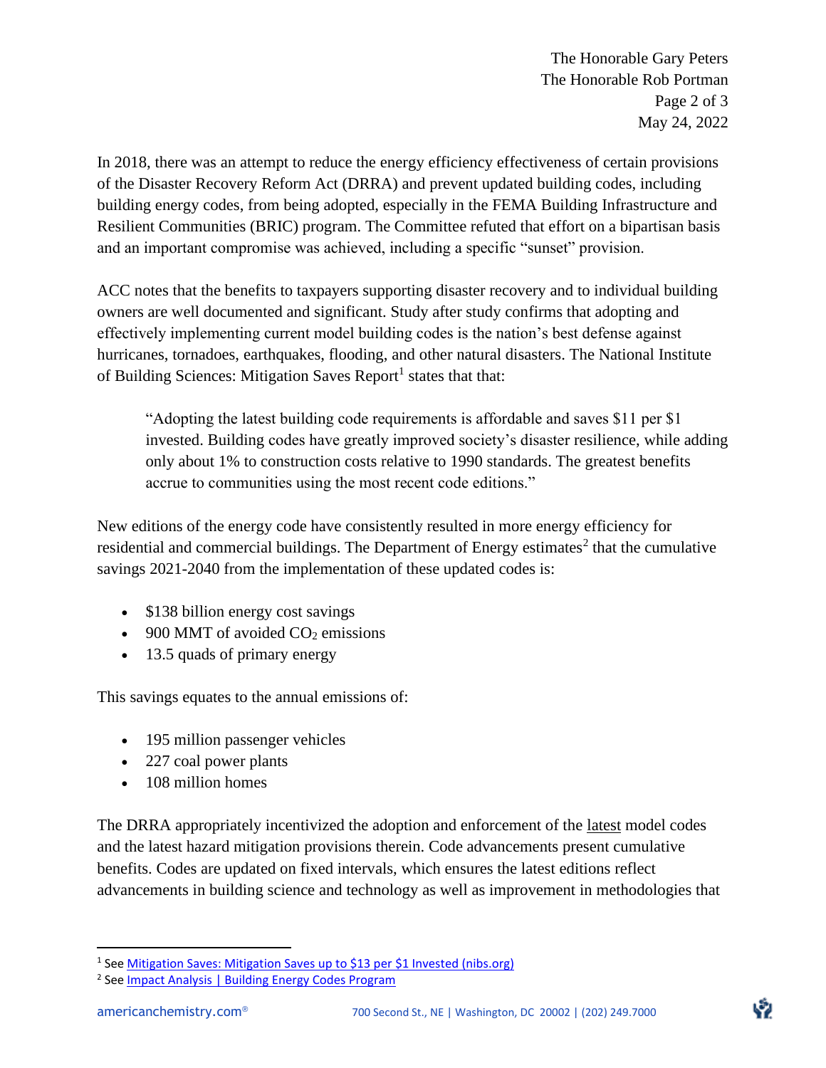In 2018, there was an attempt to reduce the energy efficiency effectiveness of certain provisions of the Disaster Recovery Reform Act (DRRA) and prevent updated building codes, including building energy codes, from being adopted, especially in the FEMA Building Infrastructure and Resilient Communities (BRIC) program. The Committee refuted that effort on a bipartisan basis and an important compromise was achieved, including a specific "sunset" provision.

ACC notes that the benefits to taxpayers supporting disaster recovery and to individual building owners are well documented and significant. Study after study confirms that adopting and effectively implementing current model building codes is the nation's best defense against hurricanes, tornadoes, earthquakes, flooding, and other natural disasters. The National Institute of Building Sciences: Mitigation Saves Report[1] states that that:

> "Adopting the latest building code requirements is affordable and saves $11 per $1 invested. Building codes have greatly improved society's disaster resilience, while adding only about 1% to construction costs relative to 1990 standards. The greatest benefits accrue to communities using the most recent code editions."

New editions of the energy code have consistently resulted in more energy efficiency for residential and commercial buildings. The Department of Energy estimates[2] that the cumulative savings 2021-2040 from the implementation of these updated codes is:

- $138 billion energy cost savings
- 900 MMT of avoided $CO_2$ emissions
- 13.5 quads of primary energy

This savings equates to the annual emissions of:

- 195 million passenger vehicles
- 227 coal power plants
- 108 million homes

The DRRA appropriately incentivized the adoption and enforcement of the <u>latest</u> model codes and the latest hazard mitigation provisions therein. Code advancements present cumulative benefits. Codes are updated on fixed intervals, which ensures the latest editions reflect advancements in building science and technology as well as improvement in methodologies that

---

[1] See Mitigation Saves: Mitigation Saves up to $13 per $1 Invested (nibs.org)

[2] See Impact Analysis | Building Energy Codes Program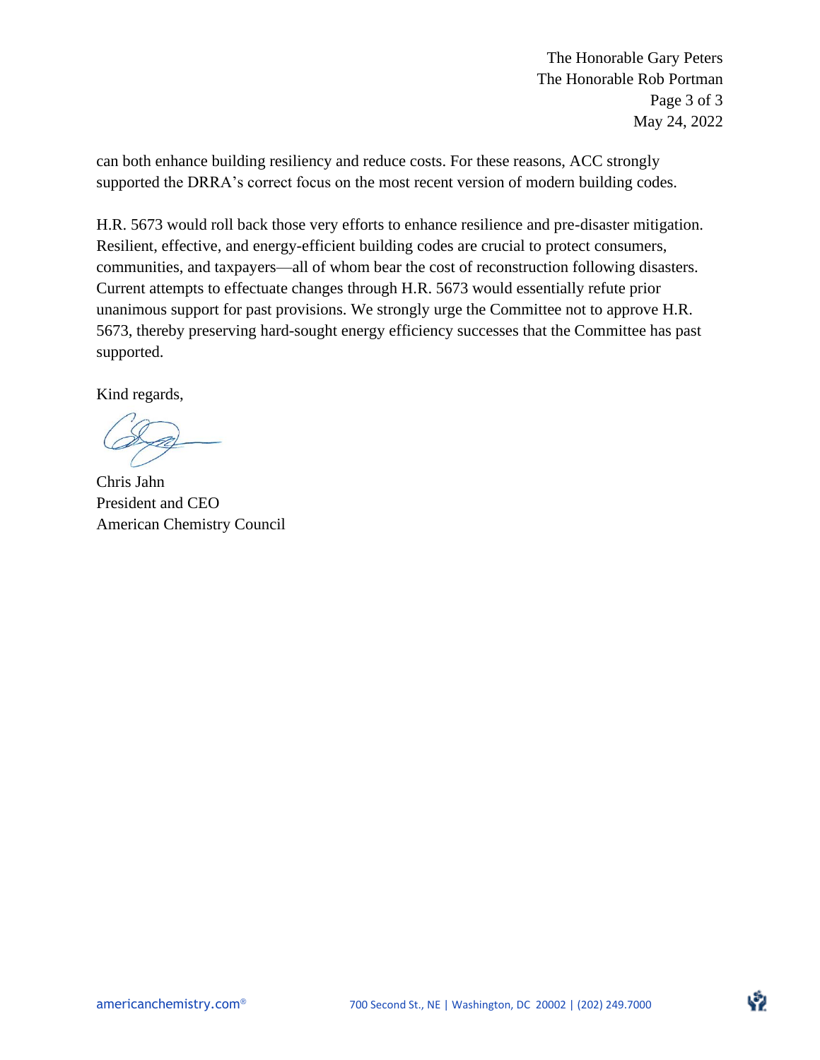can both enhance building resiliency and reduce costs. For these reasons, ACC strongly supported the DRRA's correct focus on the most recent version of modern building codes.

H.R. 5673 would roll back those very efforts to enhance resilience and pre-disaster mitigation. Resilient, effective, and energy-efficient building codes are crucial to protect consumers, communities, and taxpayers—all of whom bear the cost of reconstruction following disasters. Current attempts to effectuate changes through H.R. 5673 would essentially refute prior unanimous support for past provisions. We strongly urge the Committee not to approve H.R. 5673, thereby preserving hard-sought energy efficiency successes that the Committee has past supported.

Kind regards,

Chris Jahn
President and CEO
American Chemistry Council